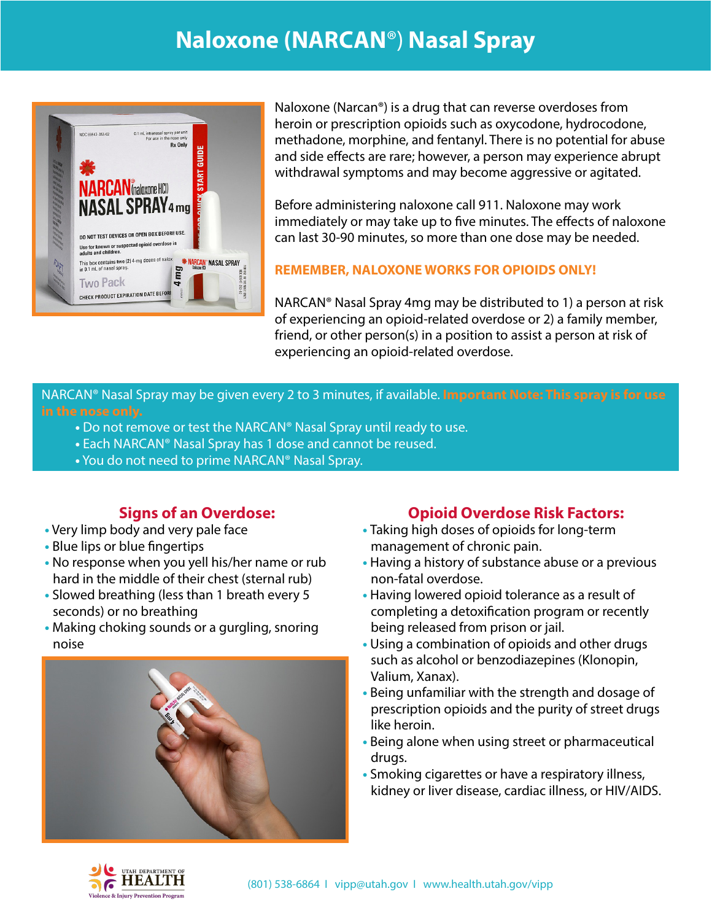# Naloxone (NARCAN®) Nasal Spray

Naloxone (Narcan®) is a drug that can reverse overdoses from heroin or prescription opioids such as oxycodone, hydrocodone, methadone, morphine, and fentanyl. There is no potential for abuse and side effects are rare; however, a person may experience abrupt withdrawal symptoms and may become aggressive or agitated.

Before administering naloxone call 911. Naloxone may work immediately or may take up to five minutes. The effects of naloxone can last 30-90 minutes, so more than one dose may be needed.

**REMEMBER, NALOXONE WORKS FOR OPIOIDS ONLY!**

NARCAN® Nasal Spray 4mg may be distributed to 1) a person at risk of experiencing an opioid-related overdose or 2) a family member, friend, or other person(s) in a position to assist a person at risk of experiencing an opioid-related overdose.

NARCAN® Nasal Spray may be given every 2 to 3 minutes, if available. **Important Note: This spray is for use in the nose only.**

- Do not remove or test the NARCAN® Nasal Spray until ready to use.
- Each NARCAN® Nasal Spray has 1 dose and cannot be reused.
- You do not need to prime NARCAN® Nasal Spray.

## Signs of an Overdose:

- Very limp body and very pale face
- Blue lips or blue fingertips
- No response when you yell his/her name or rub hard in the middle of their chest (sternal rub)
- Slowed breathing (less than 1 breath every 5 seconds) or no breathing
- Making choking sounds or a gurgling, snoring noise

## Opioid Overdose Risk Factors:

- Taking high doses of opioids for long-term management of chronic pain.
- Having a history of substance abuse or a previous non-fatal overdose.
- Having lowered opioid tolerance as a result of completing a detoxification program or recently being released from prison or jail.
- Using a combination of opioids and other drugs such as alcohol or benzodiazepines (Klonopin, Valium, Xanax).
- Being unfamiliar with the strength and dosage of prescription opioids and the purity of street drugs like heroin.
- Being alone when using street or pharmaceutical drugs.
- Smoking cigarettes or have a respiratory illness, kidney or liver disease, cardiac illness, or HIV/AIDS.

Utah Department of Health – Violence & Injury Prevention Program

(801) 538-6864 | vipp@utah.gov | www.health.utah.gov/vipp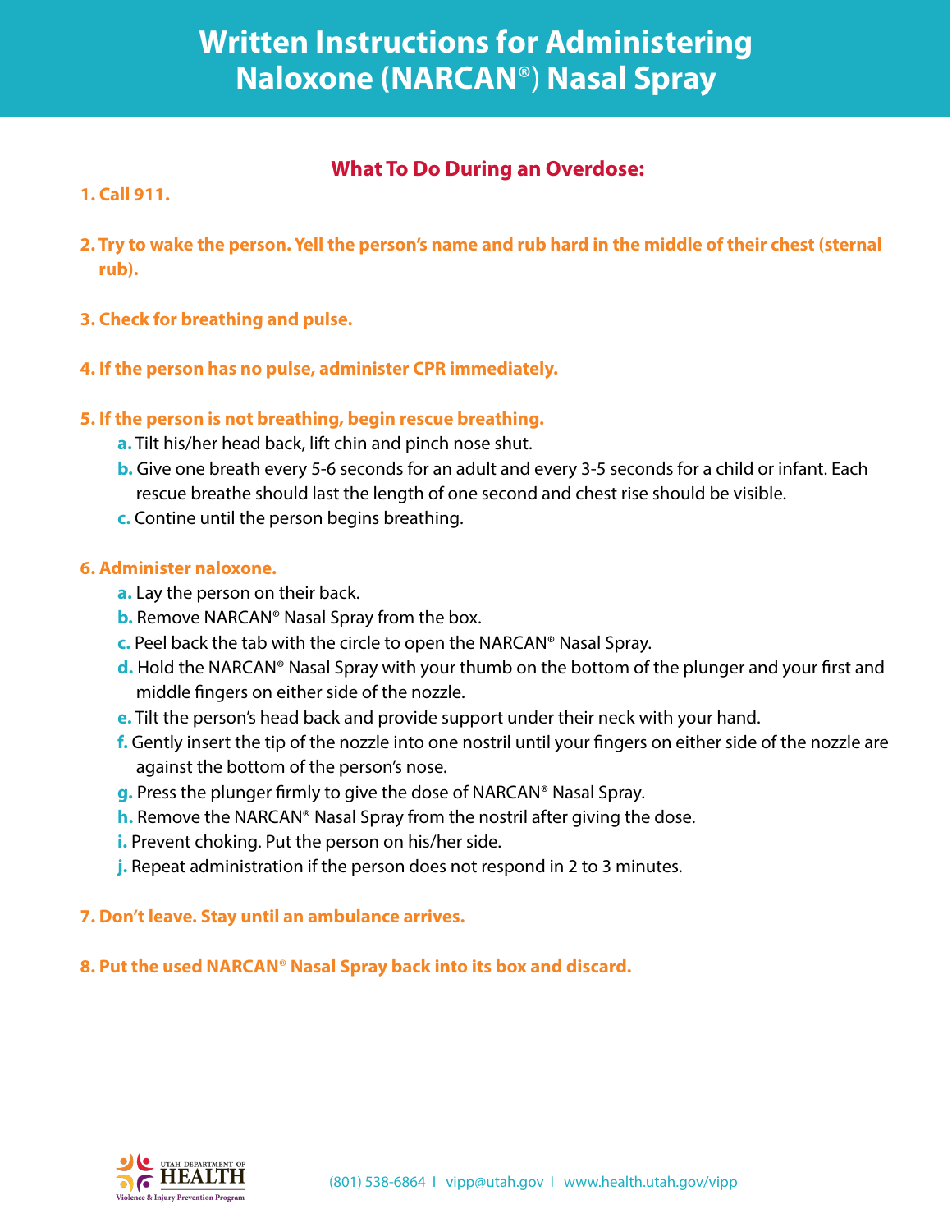# Written Instructions for Administering Naloxone (NARCAN®) Nasal Spray

## What To Do During an Overdose:

1. **Call 911.**

2. **Try to wake the person. Yell the person's name and rub hard in the middle of their chest (sternal rub).**

3. **Check for breathing and pulse.**

4. **If the person has no pulse, administer CPR immediately.**

5. **If the person is not breathing, begin rescue breathing.**
   - **a.** Tilt his/her head back, lift chin and pinch nose shut.
   - **b.** Give one breath every 5-6 seconds for an adult and every 3-5 seconds for a child or infant. Each rescue breathe should last the length of one second and chest rise should be visible.
   - **c.** Contine until the person begins breathing.

6. **Administer naloxone.**
   - **a.** Lay the person on their back.
   - **b.** Remove NARCAN® Nasal Spray from the box.
   - **c.** Peel back the tab with the circle to open the NARCAN® Nasal Spray.
   - **d.** Hold the NARCAN® Nasal Spray with your thumb on the bottom of the plunger and your first and middle fingers on either side of the nozzle.
   - **e.** Tilt the person's head back and provide support under their neck with your hand.
   - **f.** Gently insert the tip of the nozzle into one nostril until your fingers on either side of the nozzle are against the bottom of the person's nose.
   - **g.** Press the plunger firmly to give the dose of NARCAN® Nasal Spray.
   - **h.** Remove the NARCAN® Nasal Spray from the nostril after giving the dose.
   - **i.** Prevent choking. Put the person on his/her side.
   - **j.** Repeat administration if the person does not respond in 2 to 3 minutes.

7. **Don't leave. Stay until an ambulance arrives.**

8. **Put the used NARCAN® Nasal Spray back into its box and discard.**

Utah Department of Health
Violence & Injury Prevention Program

(801) 538-6864 | vipp@utah.gov | www.health.utah.gov/vipp